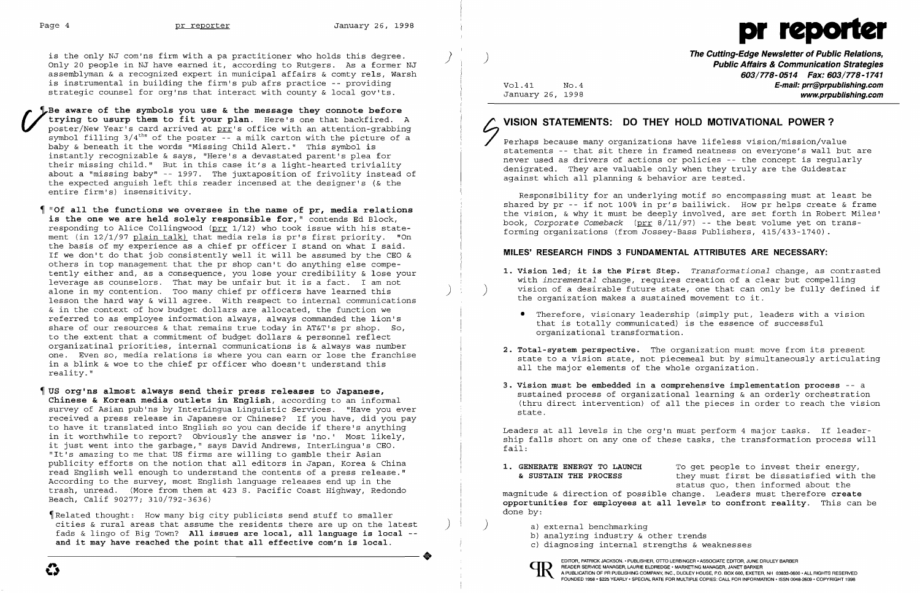is the only NJ com'ns firm with a pa practitioner who holds this degree. Only 20 people in NJ have earned it, according to Rutgers. As a former NJ assemblyman & a recognized expert in municipal affairs & comty rels, Warsh is instrumental in building the firm's pub afrs practice -- providing strategic counsel for org'ns that interact with county & local gov'ts.

¶ **Be aware of the symbols you use & the message they connote before trying to usurp them to fit your plan.** Here's one that backfired. A poster/New Year's card arrived at prr's office with an attention-grabbing symbol filling 3/4ths of the poster -- a milk carton with the picture of a baby & beneath it the words "Missing Child Alert." This symbol is instantly recognizable & says, "Here's a devastated parent's plea for their missing child." But in this case it's a light-hearted triviality about a "missing baby" -- 1997. The juxtaposition of frivolity instead of the expected anguish left this reader incensed at the designer's (& the entire firm's) insensitivity.

¶ **"Of all the functions we oversee in the name of pr, media relations is the one we are held solely responsible for,"** contends Ed Block, responding to Alice Collingwood (prr 1/12) who took issue with his statement (in 12/1/97 plain talk) that media rels is pr's first priority. "On the basis of my experience as a chief pr officer I stand on what I said. If we don't do that job consistently well it will be assumed by the CEO & others in top management that the pr shop can't do anything else competently either and, as a consequence, you lose your credibility & lose your leverage as counselors. That may be unfair but it is a fact. I am not alone in my contention. Too many chief pr officers have learned this lesson the hard way & will agree. With respect to internal communications & in the context of how budget dollars are allocated, the function we referred to as employee information always, always commanded the lion's share of our resources & that remains true today in AT&T's pr shop. So, to the extent that a commitment of budget dollars & personnel reflect organizatinal priorities, internal communications is & always was number one. Even so, media relations is where you can earn or lose the franchise in a blink & woe to the chief pr officer who doesn't understand this reality."

¶ **US org'ns almost always send their press releases to Japanese, Chinese & Korean media outlets in English,** according to an informal survey of Asian pub'ns by InterLingua Linguistic Services. "Have you ever received a press release in Japanese or Chinese? If you have, did you pay to have it translated into English so you can decide if there's anything in it worthwhile to report? Obviously the answer is 'no.' Most likely, it just went into the garbage," says David Andrews, InterLingua's CEO. "It's amazing to me that US firms are willing to gamble their Asian publicity efforts on the notion that all editors in Japan, Korea & China read English well enough to understand the contents of a press release." According to the survey, most English language releases end up in the trash, unread. (More from them at 423 S. Pacific Coast Highway, Redondo Beach, Calif 90277; 310/792-3636)

¶Related thought: How many big city publicists send stuff to smaller cities & rural areas that assume the residents there are up on the latest fads & lingo of Big Town? **All issues are local, all language is local -- and it may have reached the point that all effective com'n is local.**

# pr reporter

***The Cutting-Edge Newsletter of Public Relations, Public Affairs & Communication Strategies***
***603/778-0514 Fax: 603/778-1741***
***E-mail: prr@prpublishing.com***
***www.prpublishing.com***

Vol.41 No.4
January 26, 1998

## VISION STATEMENTS: DO THEY HOLD MOTIVATIONAL POWER?

Perhaps because many organizations have lifeless vision/mission/value statements -- that sit there in framed neatness on everyone's wall but are never used as drivers of actions or policies -- the concept is regularly denigrated. They are valuable only when they truly are the Guidestar against which all planning & behavior are tested.

Responsibility for an underlying motif so encompassing must at least be shared by pr -- if not 100% in pr's bailiwick. How pr helps create & frame the vision, & why it must be deeply involved, are set forth in Robert Miles' book, *Corporate Comeback* (prr 8/11/97) -- the best volume yet on transforming organizations (from Jossey-Bass Publishers, 415/433-1740).

### MILES' RESEARCH FINDS 3 FUNDAMENTAL ATTRIBUTES ARE NECESSARY:

1. **Vision led; it is the First Step.** *Transformational* change, as contrasted with *incremental* change, requires creation of a clear but compelling vision of a desirable future state, one that can only be fully defined if the organization makes a sustained movement to it.
   - Therefore, visionary leadership (simply put, leaders with a vision that is totally communicated) is the essence of successful organizational transformation.
2. **Total-system perspective.** The organization must move from its present state to a vision state, not piecemeal but by simultaneously articulating all the major elements of the whole organization.
3. **Vision must be embedded in a comprehensive implementation process** -- a sustained process of organizational learning & an orderly orchestration (thru direct intervention) of all the pieces in order to reach the vision state.

Leaders at all levels in the org'n must perform 4 major tasks. If leadership falls short on any one of these tasks, the transformation process will fail:

1. **GENERATE ENERGY TO LAUNCH & SUSTAIN THE PROCESS** — To get people to invest their energy, they must first be dissatisfied with the status quo, then informed about the magnitude & direction of possible change. Leaders must therefore **create opportunities for employees at all levels to confront reality.** This can be done by:
   a) external benchmarking
   b) analyzing industry & other trends
   c) diagnosing internal strengths & weaknesses

EDITOR, PATRICK JACKSON • PUBLISHER, OTTO LERBINGER • ASSOCIATE EDITOR, JUNE DRULEY BARBER
READER SERVICE MANAGER, LAURIE ELDREDGE • MARKETING MANAGER, JANET BARKER
A PUBLICATION OF PR PUBLISHING COMPANY, INC., DUDLEY HOUSE, P.O. BOX 600, EXETER, NH 03833-0600 • ALL RIGHTS RESERVED
FOUNDED 1958 • $225 YEARLY • SPECIAL RATE FOR MULTIPLE COPIES: CALL FOR INFORMATION • ISSN 0048-2609 • COPYRIGHT 1998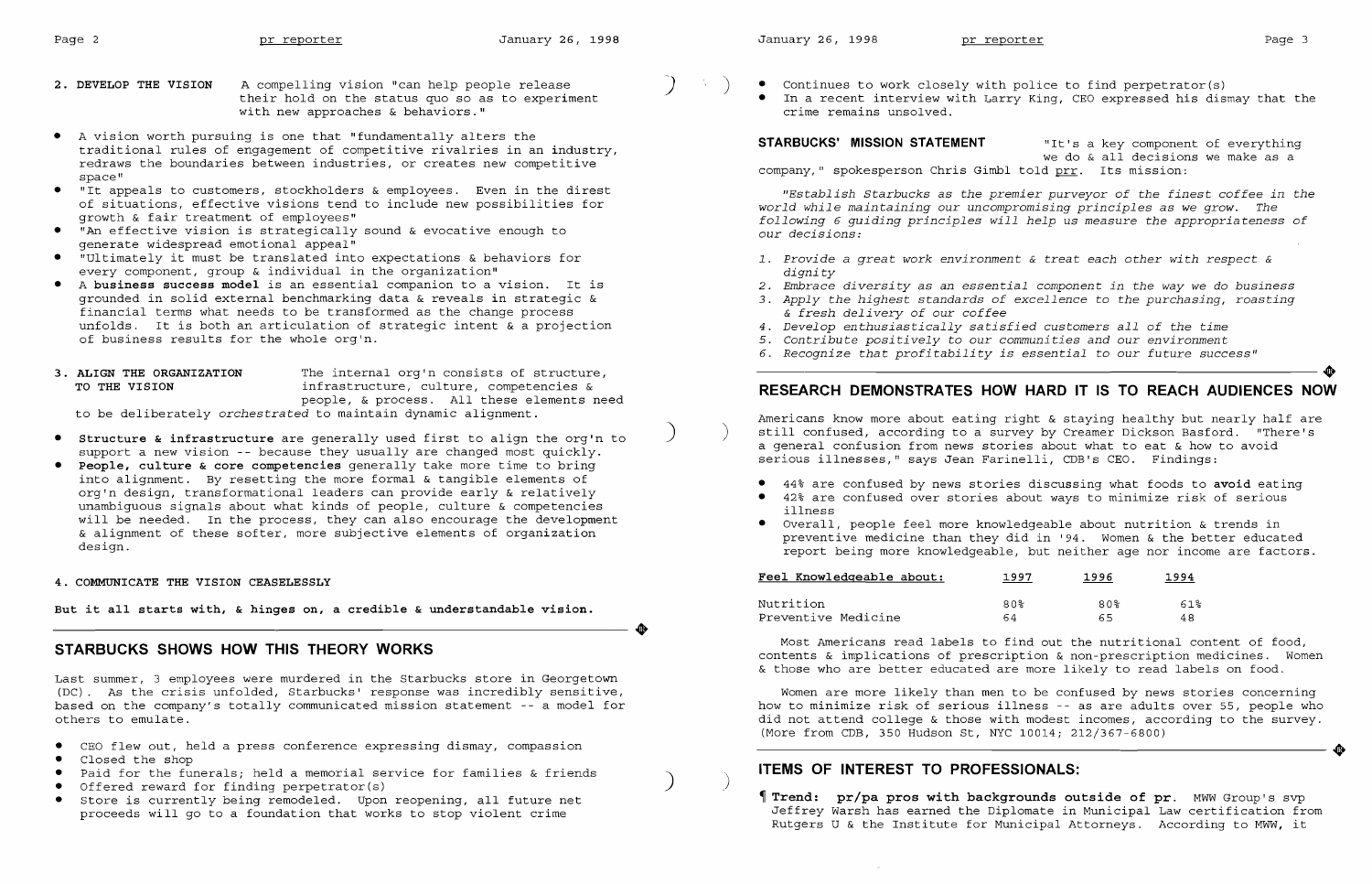**2. DEVELOP THE VISION** A compelling vision "can help people release their hold on the status quo so as to experiment with new approaches & behaviors."

- A vision worth pursuing is one that "fundamentally alters the traditional rules of engagement of competitive rivalries in an industry, redraws the boundaries between industries, or creates new competitive space"
- "It appeals to customers, stockholders & employees. Even in the direst of situations, effective visions tend to include new possibilities for growth & fair treatment of employees"
- "An effective vision is strategically sound & evocative enough to generate widespread emotional appeal"
- "Ultimately it must be translated into expectations & behaviors for every component, group & individual in the organization"
- A **business success model** is an essential companion to a vision. It is grounded in solid external benchmarking data & reveals in strategic & financial terms what needs to be transformed as the change process unfolds. It is both an articulation of strategic intent & a projection of business results for the whole org'n.

**3. ALIGN THE ORGANIZATION TO THE VISION** The internal org'n consists of structure, infrastructure, culture, competencies & people, & process. All these elements need to be deliberately *orchestrated* to maintain dynamic alignment.

- **Structure & infrastructure** are generally used first to align the org'n to support a new vision -- because they usually are changed most quickly.
- **People, culture & core competencies** generally take more time to bring into alignment. By resetting the more formal & tangible elements of org'n design, transformational leaders can provide early & relatively unambiguous signals about what kinds of people, culture & competencies will be needed. In the process, they can also encourage the development & alignment of these softer, more subjective elements of organization design.

**4. COMMUNICATE THE VISION CEASELESSLY**

**But it all starts with, & hinges on, a credible & understandable vision.**

## STARBUCKS SHOWS HOW THIS THEORY WORKS

Last summer, 3 employees were murdered in the Starbucks store in Georgetown (DC). As the crisis unfolded, Starbucks' response was incredibly sensitive, based on the company's totally communicated mission statement -- a model for others to emulate.

- CEO flew out, held a press conference expressing dismay, compassion
- Closed the shop
- Paid for the funerals; held a memorial service for families & friends
- Offered reward for finding perpetrator(s)
- Store is currently being remodeled. Upon reopening, all future net proceeds will go to a foundation that works to stop violent crime
- Continues to work closely with police to find perpetrator(s)
- In a recent interview with Larry King, CEO expressed his dismay that the crime remains unsolved.

**STARBUCKS' MISSION STATEMENT** "It's a key component of everything we do & all decisions we make as a company," spokesperson Chris Gimbl told prr. Its mission:

*"Establish Starbucks as the premier purveyor of the finest coffee in the world while maintaining our uncompromising principles as we grow. The following 6 guiding principles will help us measure the appropriateness of our decisions:*

1. *Provide a great work environment & treat each other with respect & dignity*
2. *Embrace diversity as an essential component in the way we do business*
3. *Apply the highest standards of excellence to the purchasing, roasting & fresh delivery of our coffee*
4. *Develop enthusiastically satisfied customers all of the time*
5. *Contribute positively to our communities and our environment*
6. *Recognize that profitability is essential to our future success"*

## RESEARCH DEMONSTRATES HOW HARD IT IS TO REACH AUDIENCES NOW

Americans know more about eating right & staying healthy but nearly half are still confused, according to a survey by Creamer Dickson Basford. "There's a general confusion from news stories about what to eat & how to avoid serious illnesses," says Jean Farinelli, CDB's CEO. Findings:

- 44% are confused by news stories discussing what foods to **avoid** eating
- 42% are confused over stories about ways to minimize risk of serious illness
- Overall, people feel more knowledgeable about nutrition & trends in preventive medicine than they did in '94. Women & the better educated report being more knowledgeable, but neither age nor income are factors.

| Feel Knowledgeable about: | 1997 | 1996 | 1994 |
|---|---|---|---|
| Nutrition | 80% | 80% | 61% |
| Preventive Medicine | 64 | 65 | 48 |

Most Americans read labels to find out the nutritional content of food, contents & implications of prescription & non-prescription medicines. Women & those who are better educated are more likely to read labels on food.

Women are more likely than men to be confused by news stories concerning how to minimize risk of serious illness -- as are adults over 55, people who did not attend college & those with modest incomes, according to the survey. (More from CDB, 350 Hudson St, NYC 10014; 212/367-6800)

## ITEMS OF INTEREST TO PROFESSIONALS:

¶ **Trend: pr/pa pros with backgrounds outside of pr.** MWW Group's svp Jeffrey Warsh has earned the Diplomate in Municipal Law certification from Rutgers U & the Institute for Municipal Attorneys. According to MWW, it